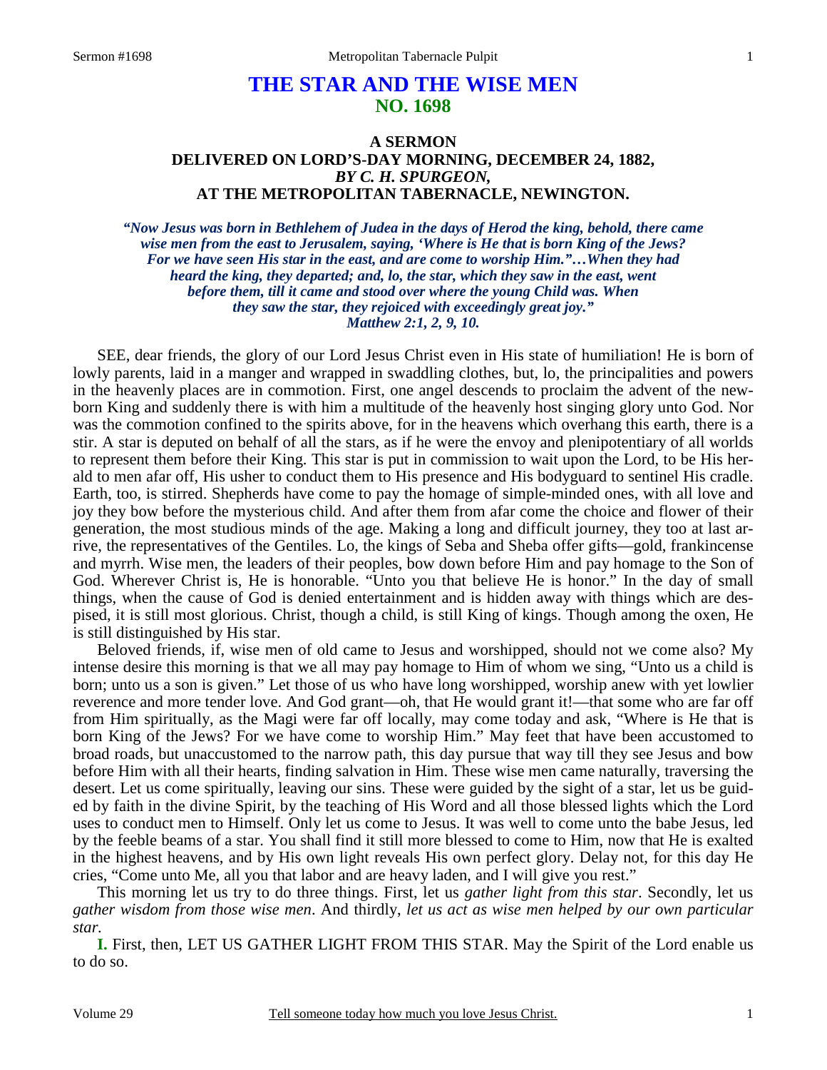# THE STAR AND THE WISE MEN
## NO. 1698

### A SERMON
### DELIVERED ON LORD'S-DAY MORNING, DECEMBER 24, 1882,
### *BY C. H. SPURGEON,*
### AT THE METROPOLITAN TABERNACLE, NEWINGTON.

***"Now Jesus was born in Bethlehem of Judea in the days of Herod the king, behold, there came wise men from the east to Jerusalem, saying, 'Where is He that is born King of the Jews? For we have seen His star in the east, and are come to worship Him."…When they had heard the king, they departed; and, lo, the star, which they saw in the east, went before them, till it came and stood over where the young Child was. When they saw the star, they rejoiced with exceedingly great joy."***
***Matthew 2:1, 2, 9, 10.***

SEE, dear friends, the glory of our Lord Jesus Christ even in His state of humiliation! He is born of lowly parents, laid in a manger and wrapped in swaddling clothes, but, lo, the principalities and powers in the heavenly places are in commotion. First, one angel descends to proclaim the advent of the new-born King and suddenly there is with him a multitude of the heavenly host singing glory unto God. Nor was the commotion confined to the spirits above, for in the heavens which overhang this earth, there is a stir. A star is deputed on behalf of all the stars, as if he were the envoy and plenipotentiary of all worlds to represent them before their King. This star is put in commission to wait upon the Lord, to be His herald to men afar off, His usher to conduct them to His presence and His bodyguard to sentinel His cradle. Earth, too, is stirred. Shepherds have come to pay the homage of simple-minded ones, with all love and joy they bow before the mysterious child. And after them from afar come the choice and flower of their generation, the most studious minds of the age. Making a long and difficult journey, they too at last arrive, the representatives of the Gentiles. Lo, the kings of Seba and Sheba offer gifts—gold, frankincense and myrrh. Wise men, the leaders of their peoples, bow down before Him and pay homage to the Son of God. Wherever Christ is, He is honorable. "Unto you that believe He is honor." In the day of small things, when the cause of God is denied entertainment and is hidden away with things which are despised, it is still most glorious. Christ, though a child, is still King of kings. Though among the oxen, He is still distinguished by His star.

Beloved friends, if, wise men of old came to Jesus and worshipped, should not we come also? My intense desire this morning is that we all may pay homage to Him of whom we sing, "Unto us a child is born; unto us a son is given." Let those of us who have long worshipped, worship anew with yet lowlier reverence and more tender love. And God grant—oh, that He would grant it!—that some who are far off from Him spiritually, as the Magi were far off locally, may come today and ask, "Where is He that is born King of the Jews? For we have come to worship Him." May feet that have been accustomed to broad roads, but unaccustomed to the narrow path, this day pursue that way till they see Jesus and bow before Him with all their hearts, finding salvation in Him. These wise men came naturally, traversing the desert. Let us come spiritually, leaving our sins. These were guided by the sight of a star, let us be guided by faith in the divine Spirit, by the teaching of His Word and all those blessed lights which the Lord uses to conduct men to Himself. Only let us come to Jesus. It was well to come unto the babe Jesus, led by the feeble beams of a star. You shall find it still more blessed to come to Him, now that He is exalted in the highest heavens, and by His own light reveals His own perfect glory. Delay not, for this day He cries, "Come unto Me, all you that labor and are heavy laden, and I will give you rest."

This morning let us try to do three things. First, let us *gather light from this star*. Secondly, let us *gather wisdom from those wise men*. And thirdly, *let us act as wise men helped by our own particular star.*

**I.** First, then, LET US GATHER LIGHT FROM THIS STAR. May the Spirit of the Lord enable us to do so.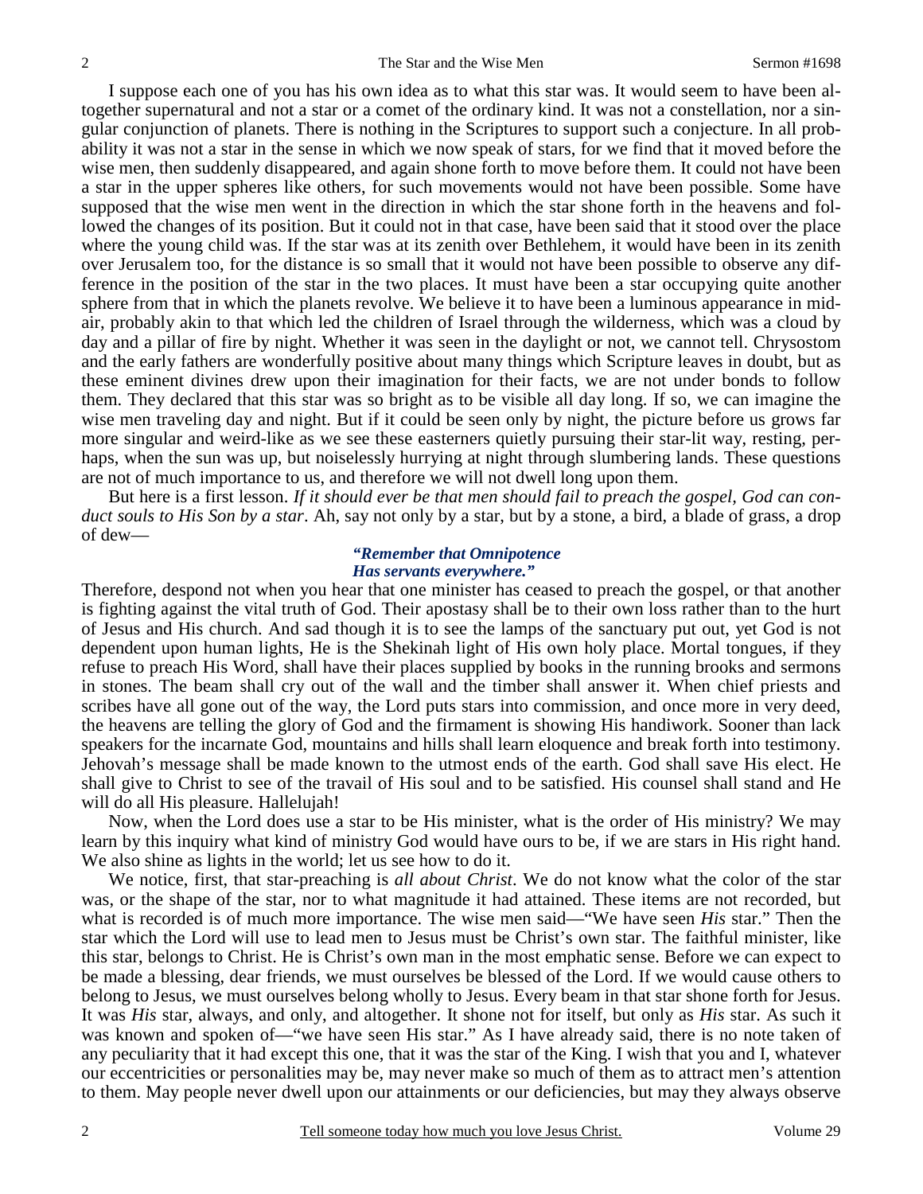I suppose each one of you has his own idea as to what this star was. It would seem to have been altogether supernatural and not a star or a comet of the ordinary kind. It was not a constellation, nor a singular conjunction of planets. There is nothing in the Scriptures to support such a conjecture. In all probability it was not a star in the sense in which we now speak of stars, for we find that it moved before the wise men, then suddenly disappeared, and again shone forth to move before them. It could not have been a star in the upper spheres like others, for such movements would not have been possible. Some have supposed that the wise men went in the direction in which the star shone forth in the heavens and followed the changes of its position. But it could not in that case, have been said that it stood over the place where the young child was. If the star was at its zenith over Bethlehem, it would have been in its zenith over Jerusalem too, for the distance is so small that it would not have been possible to observe any difference in the position of the star in the two places. It must have been a star occupying quite another sphere from that in which the planets revolve. We believe it to have been a luminous appearance in mid-air, probably akin to that which led the children of Israel through the wilderness, which was a cloud by day and a pillar of fire by night. Whether it was seen in the daylight or not, we cannot tell. Chrysostom and the early fathers are wonderfully positive about many things which Scripture leaves in doubt, but as these eminent divines drew upon their imagination for their facts, we are not under bonds to follow them. They declared that this star was so bright as to be visible all day long. If so, we can imagine the wise men traveling day and night. But if it could be seen only by night, the picture before us grows far more singular and weird-like as we see these easterners quietly pursuing their star-lit way, resting, perhaps, when the sun was up, but noiselessly hurrying at night through slumbering lands. These questions are not of much importance to us, and therefore we will not dwell long upon them.

But here is a first lesson. *If it should ever be that men should fail to preach the gospel, God can conduct souls to His Son by a star*. Ah, say not only by a star, but by a stone, a bird, a blade of grass, a drop of dew—

> ***"Remember that Omnipotence***
> ***Has servants everywhere."***

Therefore, despond not when you hear that one minister has ceased to preach the gospel, or that another is fighting against the vital truth of God. Their apostasy shall be to their own loss rather than to the hurt of Jesus and His church. And sad though it is to see the lamps of the sanctuary put out, yet God is not dependent upon human lights, He is the Shekinah light of His own holy place. Mortal tongues, if they refuse to preach His Word, shall have their places supplied by books in the running brooks and sermons in stones. The beam shall cry out of the wall and the timber shall answer it. When chief priests and scribes have all gone out of the way, the Lord puts stars into commission, and once more in very deed, the heavens are telling the glory of God and the firmament is showing His handiwork. Sooner than lack speakers for the incarnate God, mountains and hills shall learn eloquence and break forth into testimony. Jehovah's message shall be made known to the utmost ends of the earth. God shall save His elect. He shall give to Christ to see of the travail of His soul and to be satisfied. His counsel shall stand and He will do all His pleasure. Hallelujah!

Now, when the Lord does use a star to be His minister, what is the order of His ministry? We may learn by this inquiry what kind of ministry God would have ours to be, if we are stars in His right hand. We also shine as lights in the world; let us see how to do it.

We notice, first, that star-preaching is *all about Christ*. We do not know what the color of the star was, or the shape of the star, nor to what magnitude it had attained. These items are not recorded, but what is recorded is of much more importance. The wise men said—"We have seen *His* star." Then the star which the Lord will use to lead men to Jesus must be Christ's own star. The faithful minister, like this star, belongs to Christ. He is Christ's own man in the most emphatic sense. Before we can expect to be made a blessing, dear friends, we must ourselves be blessed of the Lord. If we would cause others to belong to Jesus, we must ourselves belong wholly to Jesus. Every beam in that star shone forth for Jesus. It was *His* star, always, and only, and altogether. It shone not for itself, but only as *His* star. As such it was known and spoken of—"we have seen His star." As I have already said, there is no note taken of any peculiarity that it had except this one, that it was the star of the King. I wish that you and I, whatever our eccentricities or personalities may be, may never make so much of them as to attract men's attention to them. May people never dwell upon our attainments or our deficiencies, but may they always observe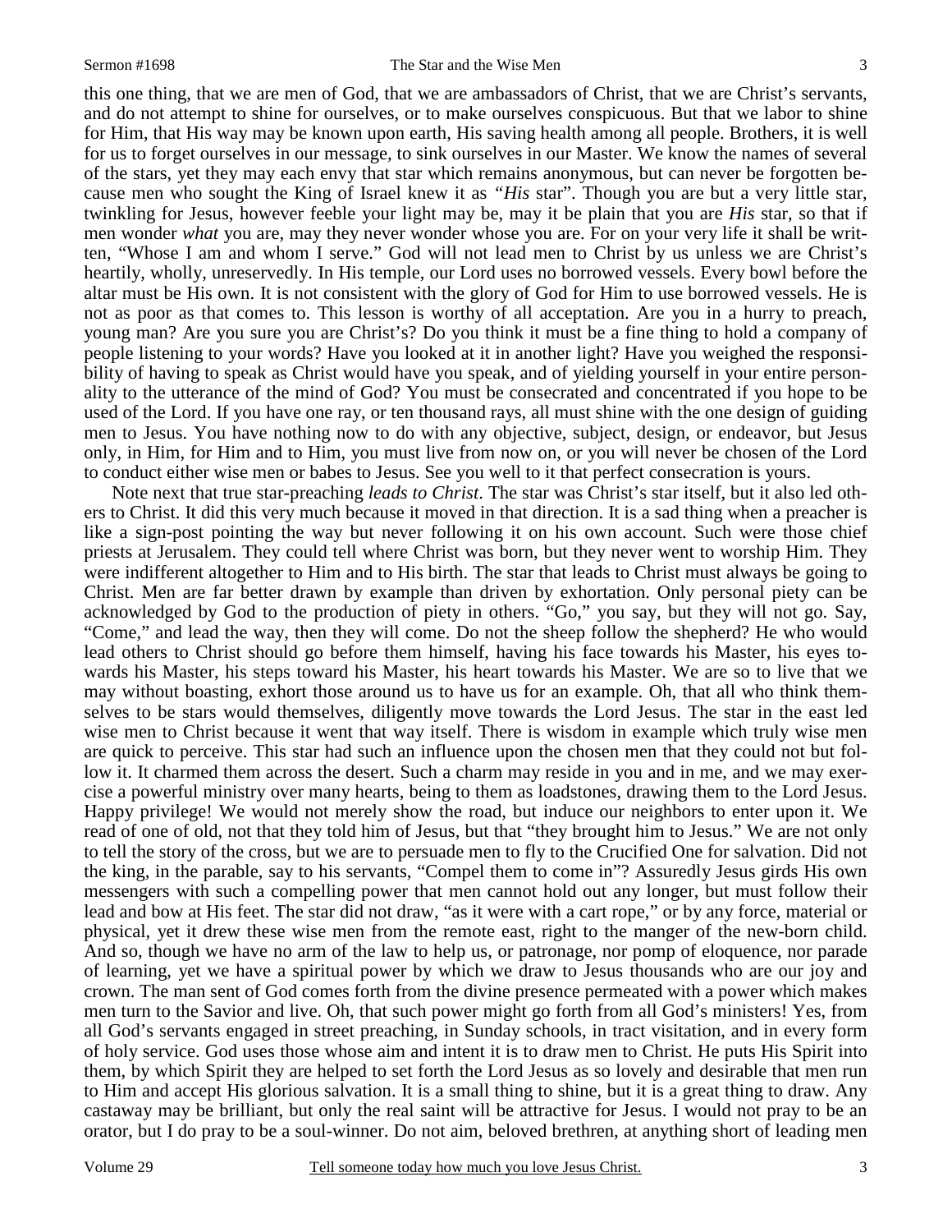this one thing, that we are men of God, that we are ambassadors of Christ, that we are Christ's servants, and do not attempt to shine for ourselves, or to make ourselves conspicuous. But that we labor to shine for Him, that His way may be known upon earth, His saving health among all people. Brothers, it is well for us to forget ourselves in our message, to sink ourselves in our Master. We know the names of several of the stars, yet they may each envy that star which remains anonymous, but can never be forgotten because men who sought the King of Israel knew it as *"His* star". Though you are but a very little star, twinkling for Jesus, however feeble your light may be, may it be plain that you are *His* star, so that if men wonder *what* you are, may they never wonder whose you are. For on your very life it shall be written, "Whose I am and whom I serve." God will not lead men to Christ by us unless we are Christ's heartily, wholly, unreservedly. In His temple, our Lord uses no borrowed vessels. Every bowl before the altar must be His own. It is not consistent with the glory of God for Him to use borrowed vessels. He is not as poor as that comes to. This lesson is worthy of all acceptation. Are you in a hurry to preach, young man? Are you sure you are Christ's? Do you think it must be a fine thing to hold a company of people listening to your words? Have you looked at it in another light? Have you weighed the responsibility of having to speak as Christ would have you speak, and of yielding yourself in your entire personality to the utterance of the mind of God? You must be consecrated and concentrated if you hope to be used of the Lord. If you have one ray, or ten thousand rays, all must shine with the one design of guiding men to Jesus. You have nothing now to do with any objective, subject, design, or endeavor, but Jesus only, in Him, for Him and to Him, you must live from now on, or you will never be chosen of the Lord to conduct either wise men or babes to Jesus. See you well to it that perfect consecration is yours.

Note next that true star-preaching *leads to Christ*. The star was Christ's star itself, but it also led others to Christ. It did this very much because it moved in that direction. It is a sad thing when a preacher is like a sign-post pointing the way but never following it on his own account. Such were those chief priests at Jerusalem. They could tell where Christ was born, but they never went to worship Him. They were indifferent altogether to Him and to His birth. The star that leads to Christ must always be going to Christ. Men are far better drawn by example than driven by exhortation. Only personal piety can be acknowledged by God to the production of piety in others. "Go," you say, but they will not go. Say, "Come," and lead the way, then they will come. Do not the sheep follow the shepherd? He who would lead others to Christ should go before them himself, having his face towards his Master, his eyes towards his Master, his steps toward his Master, his heart towards his Master. We are so to live that we may without boasting, exhort those around us to have us for an example. Oh, that all who think themselves to be stars would themselves, diligently move towards the Lord Jesus. The star in the east led wise men to Christ because it went that way itself. There is wisdom in example which truly wise men are quick to perceive. This star had such an influence upon the chosen men that they could not but follow it. It charmed them across the desert. Such a charm may reside in you and in me, and we may exercise a powerful ministry over many hearts, being to them as loadstones, drawing them to the Lord Jesus. Happy privilege! We would not merely show the road, but induce our neighbors to enter upon it. We read of one of old, not that they told him of Jesus, but that "they brought him to Jesus." We are not only to tell the story of the cross, but we are to persuade men to fly to the Crucified One for salvation. Did not the king, in the parable, say to his servants, "Compel them to come in"? Assuredly Jesus girds His own messengers with such a compelling power that men cannot hold out any longer, but must follow their lead and bow at His feet. The star did not draw, "as it were with a cart rope," or by any force, material or physical, yet it drew these wise men from the remote east, right to the manger of the new-born child. And so, though we have no arm of the law to help us, or patronage, nor pomp of eloquence, nor parade of learning, yet we have a spiritual power by which we draw to Jesus thousands who are our joy and crown. The man sent of God comes forth from the divine presence permeated with a power which makes men turn to the Savior and live. Oh, that such power might go forth from all God's ministers! Yes, from all God's servants engaged in street preaching, in Sunday schools, in tract visitation, and in every form of holy service. God uses those whose aim and intent it is to draw men to Christ. He puts His Spirit into them, by which Spirit they are helped to set forth the Lord Jesus as so lovely and desirable that men run to Him and accept His glorious salvation. It is a small thing to shine, but it is a great thing to draw. Any castaway may be brilliant, but only the real saint will be attractive for Jesus. I would not pray to be an orator, but I do pray to be a soul-winner. Do not aim, beloved brethren, at anything short of leading men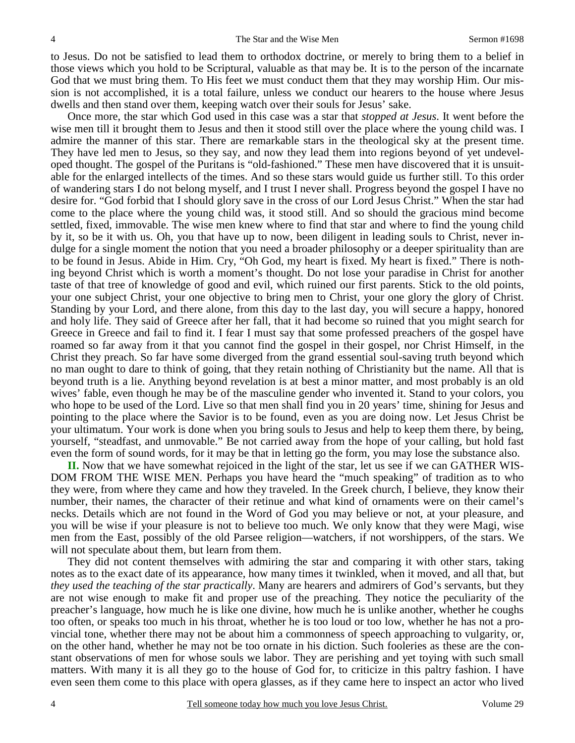to Jesus. Do not be satisfied to lead them to orthodox doctrine, or merely to bring them to a belief in those views which you hold to be Scriptural, valuable as that may be. It is to the person of the incarnate God that we must bring them. To His feet we must conduct them that they may worship Him. Our mission is not accomplished, it is a total failure, unless we conduct our hearers to the house where Jesus dwells and then stand over them, keeping watch over their souls for Jesus' sake.

Once more, the star which God used in this case was a star that *stopped at Jesus*. It went before the wise men till it brought them to Jesus and then it stood still over the place where the young child was. I admire the manner of this star. There are remarkable stars in the theological sky at the present time. They have led men to Jesus, so they say, and now they lead them into regions beyond of yet undeveloped thought. The gospel of the Puritans is "old-fashioned." These men have discovered that it is unsuitable for the enlarged intellects of the times. And so these stars would guide us further still. To this order of wandering stars I do not belong myself, and I trust I never shall. Progress beyond the gospel I have no desire for. "God forbid that I should glory save in the cross of our Lord Jesus Christ." When the star had come to the place where the young child was, it stood still. And so should the gracious mind become settled, fixed, immovable. The wise men knew where to find that star and where to find the young child by it, so be it with us. Oh, you that have up to now, been diligent in leading souls to Christ, never indulge for a single moment the notion that you need a broader philosophy or a deeper spirituality than are to be found in Jesus. Abide in Him. Cry, "Oh God, my heart is fixed. My heart is fixed." There is nothing beyond Christ which is worth a moment's thought. Do not lose your paradise in Christ for another taste of that tree of knowledge of good and evil, which ruined our first parents. Stick to the old points, your one subject Christ, your one objective to bring men to Christ, your one glory the glory of Christ. Standing by your Lord, and there alone, from this day to the last day, you will secure a happy, honored and holy life. They said of Greece after her fall, that it had become so ruined that you might search for Greece in Greece and fail to find it. I fear I must say that some professed preachers of the gospel have roamed so far away from it that you cannot find the gospel in their gospel, nor Christ Himself, in the Christ they preach. So far have some diverged from the grand essential soul-saving truth beyond which no man ought to dare to think of going, that they retain nothing of Christianity but the name. All that is beyond truth is a lie. Anything beyond revelation is at best a minor matter, and most probably is an old wives' fable, even though he may be of the masculine gender who invented it. Stand to your colors, you who hope to be used of the Lord. Live so that men shall find you in 20 years' time, shining for Jesus and pointing to the place where the Savior is to be found, even as you are doing now. Let Jesus Christ be your ultimatum. Your work is done when you bring souls to Jesus and help to keep them there, by being, yourself, "steadfast, and unmovable." Be not carried away from the hope of your calling, but hold fast even the form of sound words, for it may be that in letting go the form, you may lose the substance also.

**II.** Now that we have somewhat rejoiced in the light of the star, let us see if we can GATHER WISDOM FROM THE WISE MEN. Perhaps you have heard the "much speaking" of tradition as to who they were, from where they came and how they traveled. In the Greek church, I believe, they know their number, their names, the character of their retinue and what kind of ornaments were on their camel's necks. Details which are not found in the Word of God you may believe or not, at your pleasure, and you will be wise if your pleasure is not to believe too much. We only know that they were Magi, wise men from the East, possibly of the old Parsee religion—watchers, if not worshippers, of the stars. We will not speculate about them, but learn from them.

They did not content themselves with admiring the star and comparing it with other stars, taking notes as to the exact date of its appearance, how many times it twinkled, when it moved, and all that, but *they used the teaching of the star practically*. Many are hearers and admirers of God's servants, but they are not wise enough to make fit and proper use of the preaching. They notice the peculiarity of the preacher's language, how much he is like one divine, how much he is unlike another, whether he coughs too often, or speaks too much in his throat, whether he is too loud or too low, whether he has not a provincial tone, whether there may not be about him a commonness of speech approaching to vulgarity, or, on the other hand, whether he may not be too ornate in his diction. Such fooleries as these are the constant observations of men for whose souls we labor. They are perishing and yet toying with such small matters. With many it is all they go to the house of God for, to criticize in this paltry fashion. I have even seen them come to this place with opera glasses, as if they came here to inspect an actor who lived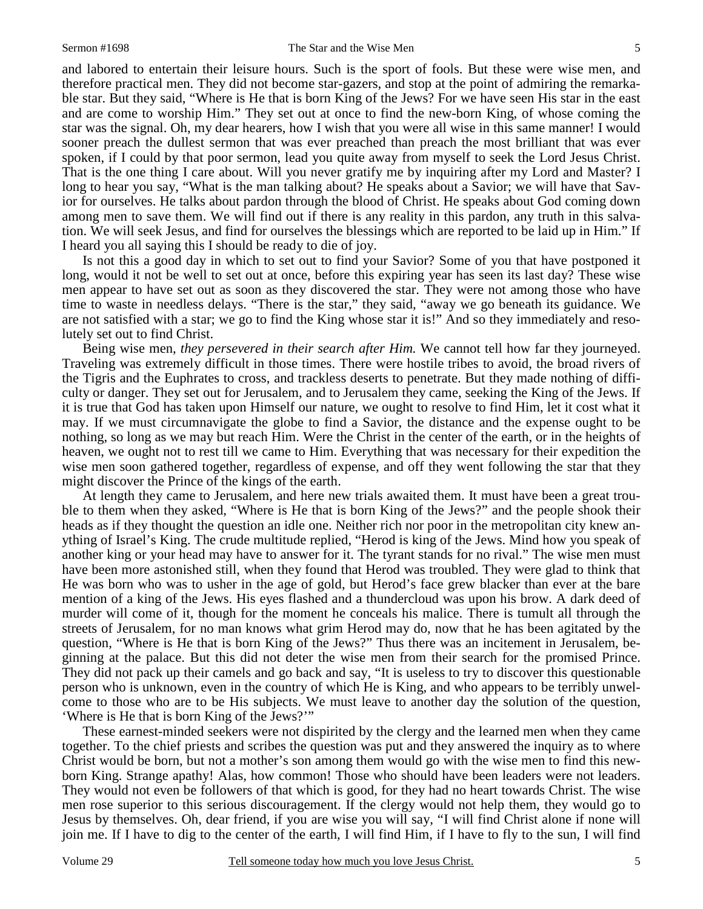and labored to entertain their leisure hours. Such is the sport of fools. But these were wise men, and therefore practical men. They did not become star-gazers, and stop at the point of admiring the remarkable star. But they said, "Where is He that is born King of the Jews? For we have seen His star in the east and are come to worship Him." They set out at once to find the new-born King, of whose coming the star was the signal. Oh, my dear hearers, how I wish that you were all wise in this same manner! I would sooner preach the dullest sermon that was ever preached than preach the most brilliant that was ever spoken, if I could by that poor sermon, lead you quite away from myself to seek the Lord Jesus Christ. That is the one thing I care about. Will you never gratify me by inquiring after my Lord and Master? I long to hear you say, "What is the man talking about? He speaks about a Savior; we will have that Savior for ourselves. He talks about pardon through the blood of Christ. He speaks about God coming down among men to save them. We will find out if there is any reality in this pardon, any truth in this salvation. We will seek Jesus, and find for ourselves the blessings which are reported to be laid up in Him." If I heard you all saying this I should be ready to die of joy.

Is not this a good day in which to set out to find your Savior? Some of you that have postponed it long, would it not be well to set out at once, before this expiring year has seen its last day? These wise men appear to have set out as soon as they discovered the star. They were not among those who have time to waste in needless delays. "There is the star," they said, "away we go beneath its guidance. We are not satisfied with a star; we go to find the King whose star it is!" And so they immediately and resolutely set out to find Christ.

Being wise men, *they persevered in their search after Him.* We cannot tell how far they journeyed. Traveling was extremely difficult in those times. There were hostile tribes to avoid, the broad rivers of the Tigris and the Euphrates to cross, and trackless deserts to penetrate. But they made nothing of difficulty or danger. They set out for Jerusalem, and to Jerusalem they came, seeking the King of the Jews. If it is true that God has taken upon Himself our nature, we ought to resolve to find Him, let it cost what it may. If we must circumnavigate the globe to find a Savior, the distance and the expense ought to be nothing, so long as we may but reach Him. Were the Christ in the center of the earth, or in the heights of heaven, we ought not to rest till we came to Him. Everything that was necessary for their expedition the wise men soon gathered together, regardless of expense, and off they went following the star that they might discover the Prince of the kings of the earth.

At length they came to Jerusalem, and here new trials awaited them. It must have been a great trouble to them when they asked, "Where is He that is born King of the Jews?" and the people shook their heads as if they thought the question an idle one. Neither rich nor poor in the metropolitan city knew anything of Israel's King. The crude multitude replied, "Herod is king of the Jews. Mind how you speak of another king or your head may have to answer for it. The tyrant stands for no rival." The wise men must have been more astonished still, when they found that Herod was troubled. They were glad to think that He was born who was to usher in the age of gold, but Herod's face grew blacker than ever at the bare mention of a king of the Jews. His eyes flashed and a thundercloud was upon his brow. A dark deed of murder will come of it, though for the moment he conceals his malice. There is tumult all through the streets of Jerusalem, for no man knows what grim Herod may do, now that he has been agitated by the question, "Where is He that is born King of the Jews?" Thus there was an incitement in Jerusalem, beginning at the palace. But this did not deter the wise men from their search for the promised Prince. They did not pack up their camels and go back and say, "It is useless to try to discover this questionable person who is unknown, even in the country of which He is King, and who appears to be terribly unwelcome to those who are to be His subjects. We must leave to another day the solution of the question, 'Where is He that is born King of the Jews?'"

These earnest-minded seekers were not dispirited by the clergy and the learned men when they came together. To the chief priests and scribes the question was put and they answered the inquiry as to where Christ would be born, but not a mother's son among them would go with the wise men to find this new-born King. Strange apathy! Alas, how common! Those who should have been leaders were not leaders. They would not even be followers of that which is good, for they had no heart towards Christ. The wise men rose superior to this serious discouragement. If the clergy would not help them, they would go to Jesus by themselves. Oh, dear friend, if you are wise you will say, "I will find Christ alone if none will join me. If I have to dig to the center of the earth, I will find Him, if I have to fly to the sun, I will find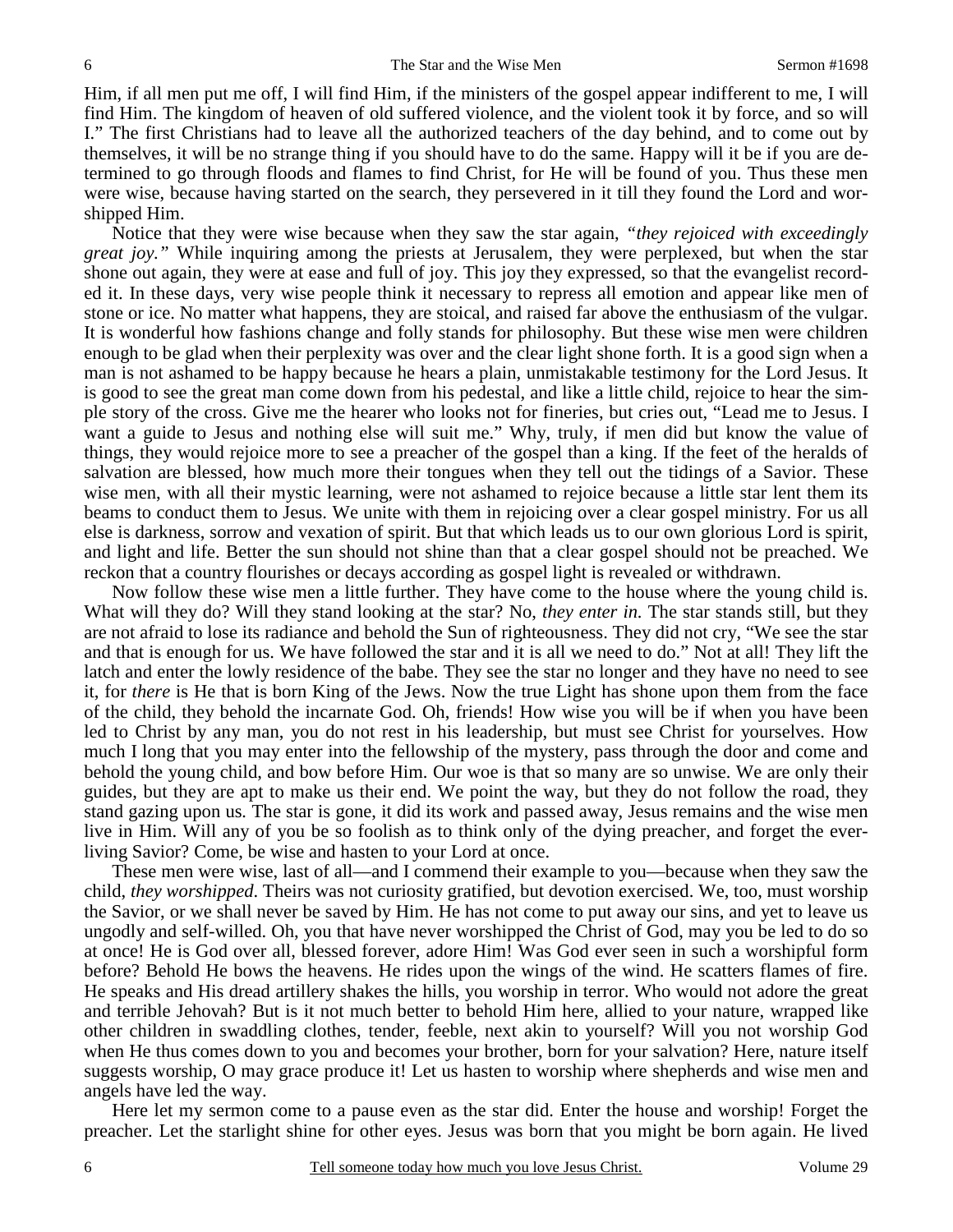Him, if all men put me off, I will find Him, if the ministers of the gospel appear indifferent to me, I will find Him. The kingdom of heaven of old suffered violence, and the violent took it by force, and so will I." The first Christians had to leave all the authorized teachers of the day behind, and to come out by themselves, it will be no strange thing if you should have to do the same. Happy will it be if you are determined to go through floods and flames to find Christ, for He will be found of you. Thus these men were wise, because having started on the search, they persevered in it till they found the Lord and worshipped Him.

Notice that they were wise because when they saw the star again, *"they rejoiced with exceedingly great joy."* While inquiring among the priests at Jerusalem, they were perplexed, but when the star shone out again, they were at ease and full of joy. This joy they expressed, so that the evangelist recorded it. In these days, very wise people think it necessary to repress all emotion and appear like men of stone or ice. No matter what happens, they are stoical, and raised far above the enthusiasm of the vulgar. It is wonderful how fashions change and folly stands for philosophy. But these wise men were children enough to be glad when their perplexity was over and the clear light shone forth. It is a good sign when a man is not ashamed to be happy because he hears a plain, unmistakable testimony for the Lord Jesus. It is good to see the great man come down from his pedestal, and like a little child, rejoice to hear the simple story of the cross. Give me the hearer who looks not for fineries, but cries out, "Lead me to Jesus. I want a guide to Jesus and nothing else will suit me." Why, truly, if men did but know the value of things, they would rejoice more to see a preacher of the gospel than a king. If the feet of the heralds of salvation are blessed, how much more their tongues when they tell out the tidings of a Savior. These wise men, with all their mystic learning, were not ashamed to rejoice because a little star lent them its beams to conduct them to Jesus. We unite with them in rejoicing over a clear gospel ministry. For us all else is darkness, sorrow and vexation of spirit. But that which leads us to our own glorious Lord is spirit, and light and life. Better the sun should not shine than that a clear gospel should not be preached. We reckon that a country flourishes or decays according as gospel light is revealed or withdrawn.

Now follow these wise men a little further. They have come to the house where the young child is. What will they do? Will they stand looking at the star? No, *they enter in*. The star stands still, but they are not afraid to lose its radiance and behold the Sun of righteousness. They did not cry, "We see the star and that is enough for us. We have followed the star and it is all we need to do." Not at all! They lift the latch and enter the lowly residence of the babe. They see the star no longer and they have no need to see it, for *there* is He that is born King of the Jews. Now the true Light has shone upon them from the face of the child, they behold the incarnate God. Oh, friends! How wise you will be if when you have been led to Christ by any man, you do not rest in his leadership, but must see Christ for yourselves. How much I long that you may enter into the fellowship of the mystery, pass through the door and come and behold the young child, and bow before Him. Our woe is that so many are so unwise. We are only their guides, but they are apt to make us their end. We point the way, but they do not follow the road, they stand gazing upon us. The star is gone, it did its work and passed away, Jesus remains and the wise men live in Him. Will any of you be so foolish as to think only of the dying preacher, and forget the ever-living Savior? Come, be wise and hasten to your Lord at once.

These men were wise, last of all—and I commend their example to you—because when they saw the child, *they worshipped*. Theirs was not curiosity gratified, but devotion exercised. We, too, must worship the Savior, or we shall never be saved by Him. He has not come to put away our sins, and yet to leave us ungodly and self-willed. Oh, you that have never worshipped the Christ of God, may you be led to do so at once! He is God over all, blessed forever, adore Him! Was God ever seen in such a worshipful form before? Behold He bows the heavens. He rides upon the wings of the wind. He scatters flames of fire. He speaks and His dread artillery shakes the hills, you worship in terror. Who would not adore the great and terrible Jehovah? But is it not much better to behold Him here, allied to your nature, wrapped like other children in swaddling clothes, tender, feeble, next akin to yourself? Will you not worship God when He thus comes down to you and becomes your brother, born for your salvation? Here, nature itself suggests worship, O may grace produce it! Let us hasten to worship where shepherds and wise men and angels have led the way.

Here let my sermon come to a pause even as the star did. Enter the house and worship! Forget the preacher. Let the starlight shine for other eyes. Jesus was born that you might be born again. He lived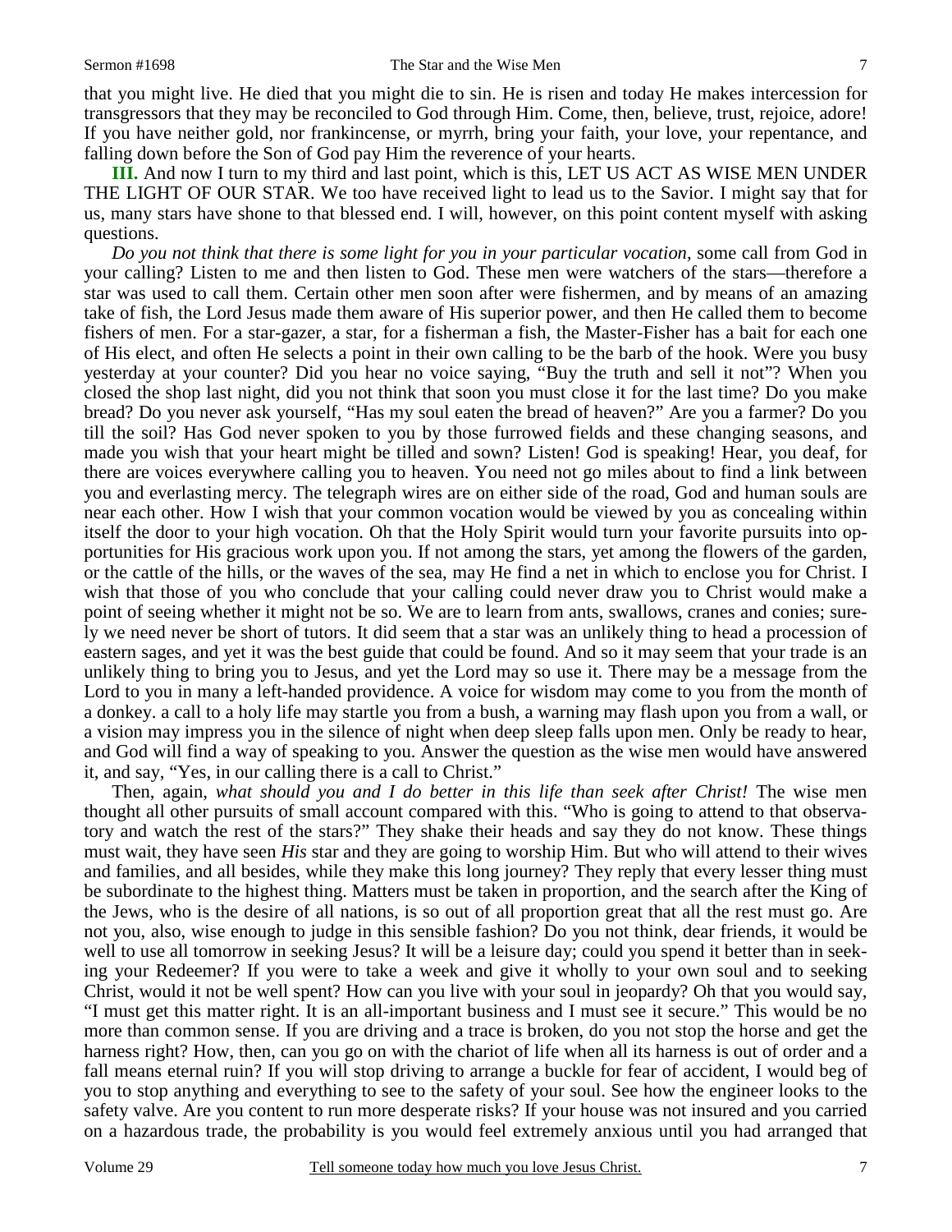that you might live. He died that you might die to sin. He is risen and today He makes intercession for transgressors that they may be reconciled to God through Him. Come, then, believe, trust, rejoice, adore! If you have neither gold, nor frankincense, or myrrh, bring your faith, your love, your repentance, and falling down before the Son of God pay Him the reverence of your hearts.

**III.** And now I turn to my third and last point, which is this, LET US ACT AS WISE MEN UNDER THE LIGHT OF OUR STAR. We too have received light to lead us to the Savior. I might say that for us, many stars have shone to that blessed end. I will, however, on this point content myself with asking questions.

*Do you not think that there is some light for you in your particular vocation*, some call from God in your calling? Listen to me and then listen to God. These men were watchers of the stars—therefore a star was used to call them. Certain other men soon after were fishermen, and by means of an amazing take of fish, the Lord Jesus made them aware of His superior power, and then He called them to become fishers of men. For a star-gazer, a star, for a fisherman a fish, the Master-Fisher has a bait for each one of His elect, and often He selects a point in their own calling to be the barb of the hook. Were you busy yesterday at your counter? Did you hear no voice saying, "Buy the truth and sell it not"? When you closed the shop last night, did you not think that soon you must close it for the last time? Do you make bread? Do you never ask yourself, "Has my soul eaten the bread of heaven?" Are you a farmer? Do you till the soil? Has God never spoken to you by those furrowed fields and these changing seasons, and made you wish that your heart might be tilled and sown? Listen! God is speaking! Hear, you deaf, for there are voices everywhere calling you to heaven. You need not go miles about to find a link between you and everlasting mercy. The telegraph wires are on either side of the road, God and human souls are near each other. How I wish that your common vocation would be viewed by you as concealing within itself the door to your high vocation. Oh that the Holy Spirit would turn your favorite pursuits into opportunities for His gracious work upon you. If not among the stars, yet among the flowers of the garden, or the cattle of the hills, or the waves of the sea, may He find a net in which to enclose you for Christ. I wish that those of you who conclude that your calling could never draw you to Christ would make a point of seeing whether it might not be so. We are to learn from ants, swallows, cranes and conies; surely we need never be short of tutors. It did seem that a star was an unlikely thing to head a procession of eastern sages, and yet it was the best guide that could be found. And so it may seem that your trade is an unlikely thing to bring you to Jesus, and yet the Lord may so use it. There may be a message from the Lord to you in many a left-handed providence. A voice for wisdom may come to you from the month of a donkey. a call to a holy life may startle you from a bush, a warning may flash upon you from a wall, or a vision may impress you in the silence of night when deep sleep falls upon men. Only be ready to hear, and God will find a way of speaking to you. Answer the question as the wise men would have answered it, and say, "Yes, in our calling there is a call to Christ."

Then, again, *what should you and I do better in this life than seek after Christ!* The wise men thought all other pursuits of small account compared with this. "Who is going to attend to that observatory and watch the rest of the stars?" They shake their heads and say they do not know. These things must wait, they have seen *His* star and they are going to worship Him. But who will attend to their wives and families, and all besides, while they make this long journey? They reply that every lesser thing must be subordinate to the highest thing. Matters must be taken in proportion, and the search after the King of the Jews, who is the desire of all nations, is so out of all proportion great that all the rest must go. Are not you, also, wise enough to judge in this sensible fashion? Do you not think, dear friends, it would be well to use all tomorrow in seeking Jesus? It will be a leisure day; could you spend it better than in seeking your Redeemer? If you were to take a week and give it wholly to your own soul and to seeking Christ, would it not be well spent? How can you live with your soul in jeopardy? Oh that you would say, "I must get this matter right. It is an all-important business and I must see it secure." This would be no more than common sense. If you are driving and a trace is broken, do you not stop the horse and get the harness right? How, then, can you go on with the chariot of life when all its harness is out of order and a fall means eternal ruin? If you will stop driving to arrange a buckle for fear of accident, I would beg of you to stop anything and everything to see to the safety of your soul. See how the engineer looks to the safety valve. Are you content to run more desperate risks? If your house was not insured and you carried on a hazardous trade, the probability is you would feel extremely anxious until you had arranged that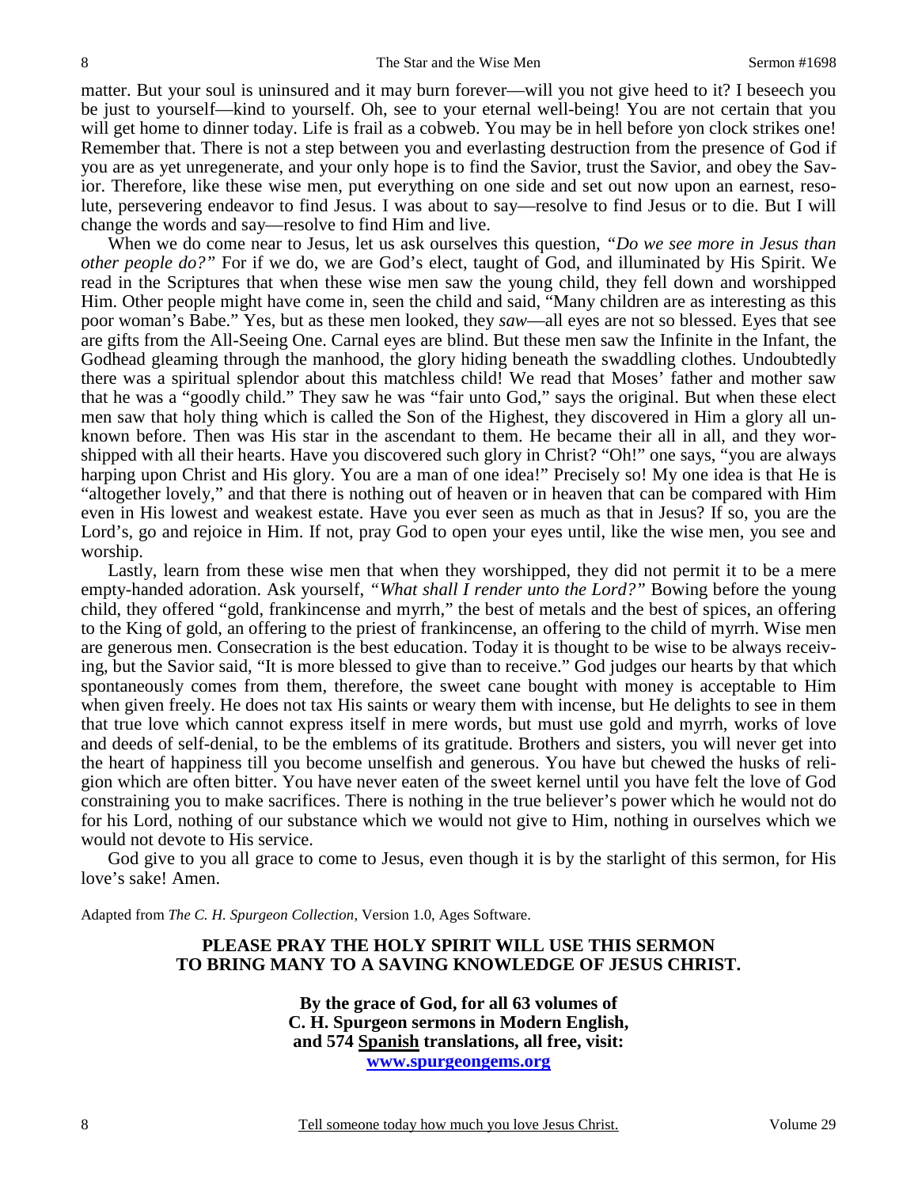matter. But your soul is uninsured and it may burn forever—will you not give heed to it? I beseech you be just to yourself—kind to yourself. Oh, see to your eternal well-being! You are not certain that you will get home to dinner today. Life is frail as a cobweb. You may be in hell before yon clock strikes one! Remember that. There is not a step between you and everlasting destruction from the presence of God if you are as yet unregenerate, and your only hope is to find the Savior, trust the Savior, and obey the Savior. Therefore, like these wise men, put everything on one side and set out now upon an earnest, resolute, persevering endeavor to find Jesus. I was about to say—resolve to find Jesus or to die. But I will change the words and say—resolve to find Him and live.

When we do come near to Jesus, let us ask ourselves this question, *"Do we see more in Jesus than other people do?"* For if we do, we are God's elect, taught of God, and illuminated by His Spirit. We read in the Scriptures that when these wise men saw the young child, they fell down and worshipped Him. Other people might have come in, seen the child and said, "Many children are as interesting as this poor woman's Babe." Yes, but as these men looked, they *saw*—all eyes are not so blessed. Eyes that see are gifts from the All-Seeing One. Carnal eyes are blind. But these men saw the Infinite in the Infant, the Godhead gleaming through the manhood, the glory hiding beneath the swaddling clothes. Undoubtedly there was a spiritual splendor about this matchless child! We read that Moses' father and mother saw that he was a "goodly child." They saw he was "fair unto God," says the original. But when these elect men saw that holy thing which is called the Son of the Highest, they discovered in Him a glory all unknown before. Then was His star in the ascendant to them. He became their all in all, and they worshipped with all their hearts. Have you discovered such glory in Christ? "Oh!" one says, "you are always harping upon Christ and His glory. You are a man of one idea!" Precisely so! My one idea is that He is "altogether lovely," and that there is nothing out of heaven or in heaven that can be compared with Him even in His lowest and weakest estate. Have you ever seen as much as that in Jesus? If so, you are the Lord's, go and rejoice in Him. If not, pray God to open your eyes until, like the wise men, you see and worship.

Lastly, learn from these wise men that when they worshipped, they did not permit it to be a mere empty-handed adoration. Ask yourself, *"What shall I render unto the Lord?"* Bowing before the young child, they offered "gold, frankincense and myrrh," the best of metals and the best of spices, an offering to the King of gold, an offering to the priest of frankincense, an offering to the child of myrrh. Wise men are generous men. Consecration is the best education. Today it is thought to be wise to be always receiving, but the Savior said, "It is more blessed to give than to receive." God judges our hearts by that which spontaneously comes from them, therefore, the sweet cane bought with money is acceptable to Him when given freely. He does not tax His saints or weary them with incense, but He delights to see in them that true love which cannot express itself in mere words, but must use gold and myrrh, works of love and deeds of self-denial, to be the emblems of its gratitude. Brothers and sisters, you will never get into the heart of happiness till you become unselfish and generous. You have but chewed the husks of religion which are often bitter. You have never eaten of the sweet kernel until you have felt the love of God constraining you to make sacrifices. There is nothing in the true believer's power which he would not do for his Lord, nothing of our substance which we would not give to Him, nothing in ourselves which we would not devote to His service.

God give to you all grace to come to Jesus, even though it is by the starlight of this sermon, for His love's sake! Amen.

Adapted from *The C. H. Spurgeon Collection*, Version 1.0, Ages Software.

**PLEASE PRAY THE HOLY SPIRIT WILL USE THIS SERMON TO BRING MANY TO A SAVING KNOWLEDGE OF JESUS CHRIST.**

**By the grace of God, for all 63 volumes of C. H. Spurgeon sermons in Modern English, and 574 Spanish translations, all free, visit: www.spurgeongems.org**